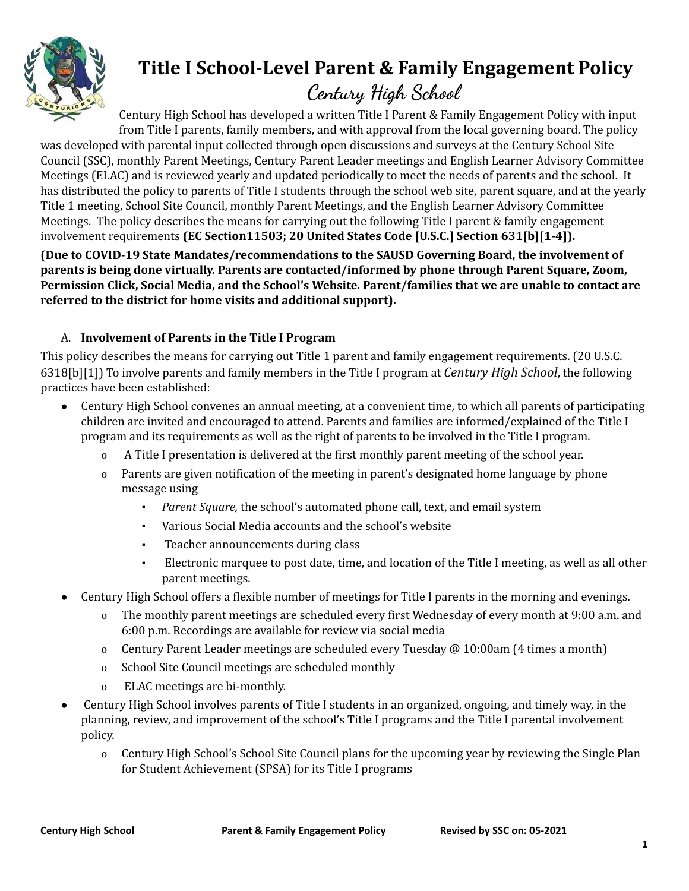# Title I School-Level Parent & Family Engagement Policy

## Century High School

Century High School has developed a written Title I Parent & Family Engagement Policy with input from Title I parents, family members, and with approval from the local governing board. The policy was developed with parental input collected through open discussions and surveys at the Century School Site Council (SSC), monthly Parent Meetings, Century Parent Leader meetings and English Learner Advisory Committee Meetings (ELAC) and is reviewed yearly and updated periodically to meet the needs of parents and the school. It has distributed the policy to parents of Title I students through the school web site, parent square, and at the yearly Title 1 meeting, School Site Council, monthly Parent Meetings, and the English Learner Advisory Committee Meetings. The policy describes the means for carrying out the following Title I parent & family engagement involvement requirements **(EC Section11503; 20 United States Code [U.S.C.] Section 631[b][1-4]).**

**(Due to COVID-19 State Mandates/recommendations to the SAUSD Governing Board, the involvement of parents is being done virtually. Parents are contacted/informed by phone through Parent Square, Zoom, Permission Click, Social Media, and the School's Website. Parent/families that we are unable to contact are referred to the district for home visits and additional support).**

A. **Involvement of Parents in the Title I Program**

This policy describes the means for carrying out Title 1 parent and family engagement requirements. (20 U.S.C. 6318[b][1]) To involve parents and family members in the Title I program at *Century High School*, the following practices have been established:

- Century High School convenes an annual meeting, at a convenient time, to which all parents of participating children are invited and encouraged to attend. Parents and families are informed/explained of the Title I program and its requirements as well as the right of parents to be involved in the Title I program.
  - A Title I presentation is delivered at the first monthly parent meeting of the school year.
  - Parents are given notification of the meeting in parent's designated home language by phone message using
    - *Parent Square,* the school's automated phone call, text, and email system
    - Various Social Media accounts and the school's website
    - Teacher announcements during class
    - Electronic marquee to post date, time, and location of the Title I meeting, as well as all other parent meetings.
- Century High School offers a flexible number of meetings for Title I parents in the morning and evenings.
  - The monthly parent meetings are scheduled every first Wednesday of every month at 9:00 a.m. and 6:00 p.m. Recordings are available for review via social media
  - Century Parent Leader meetings are scheduled every Tuesday @ 10:00am (4 times a month)
  - School Site Council meetings are scheduled monthly
  - ELAC meetings are bi-monthly.
- Century High School involves parents of Title I students in an organized, ongoing, and timely way, in the planning, review, and improvement of the school's Title I programs and the Title I parental involvement policy.
  - Century High School's School Site Council plans for the upcoming year by reviewing the Single Plan for Student Achievement (SPSA) for its Title I programs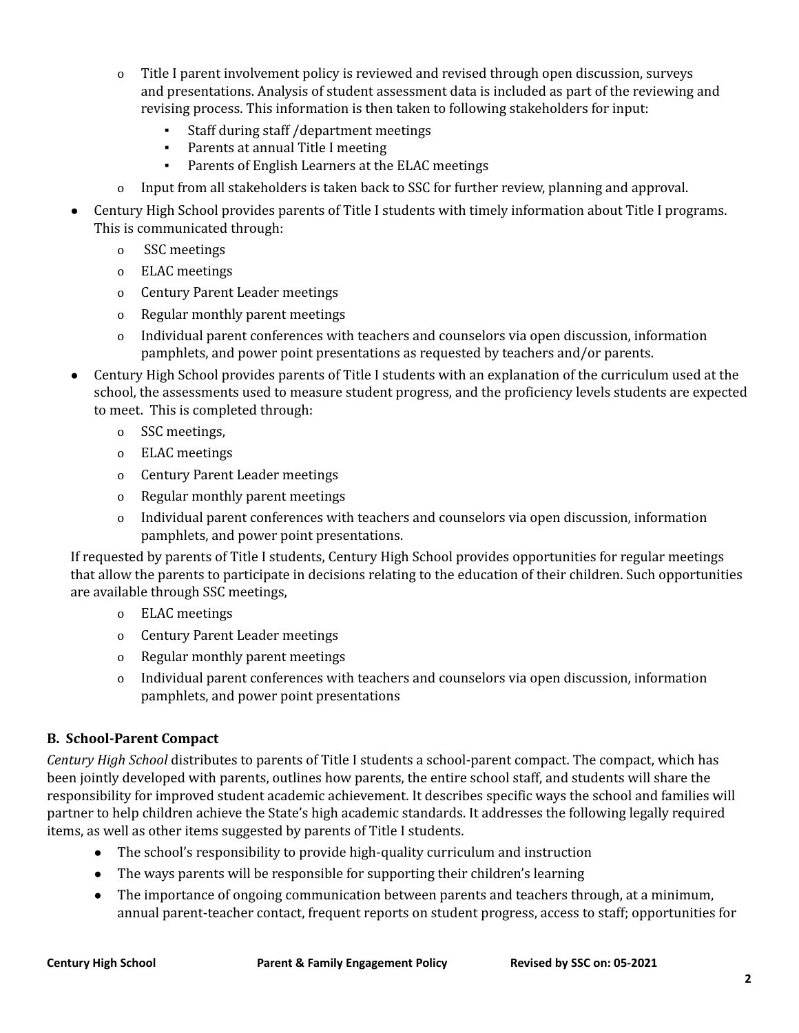- Title I parent involvement policy is reviewed and revised through open discussion, surveys and presentations. Analysis of student assessment data is included as part of the reviewing and revising process. This information is then taken to following stakeholders for input:
    - Staff during staff /department meetings
    - Parents at annual Title I meeting
    - Parents of English Learners at the ELAC meetings
- Input from all stakeholders is taken back to SSC for further review, planning and approval.

- Century High School provides parents of Title I students with timely information about Title I programs. This is communicated through:
    - SSC meetings
    - ELAC meetings
    - Century Parent Leader meetings
    - Regular monthly parent meetings
    - Individual parent conferences with teachers and counselors via open discussion, information pamphlets, and power point presentations as requested by teachers and/or parents.
- Century High School provides parents of Title I students with an explanation of the curriculum used at the school, the assessments used to measure student progress, and the proficiency levels students are expected to meet. This is completed through:
    - SSC meetings,
    - ELAC meetings
    - Century Parent Leader meetings
    - Regular monthly parent meetings
    - Individual parent conferences with teachers and counselors via open discussion, information pamphlets, and power point presentations.

If requested by parents of Title I students, Century High School provides opportunities for regular meetings that allow the parents to participate in decisions relating to the education of their children. Such opportunities are available through SSC meetings,

- ELAC meetings
- Century Parent Leader meetings
- Regular monthly parent meetings
- Individual parent conferences with teachers and counselors via open discussion, information pamphlets, and power point presentations

### B. School-Parent Compact

*Century High School* distributes to parents of Title I students a school-parent compact. The compact, which has been jointly developed with parents, outlines how parents, the entire school staff, and students will share the responsibility for improved student academic achievement. It describes specific ways the school and families will partner to help children achieve the State's high academic standards. It addresses the following legally required items, as well as other items suggested by parents of Title I students.

- The school's responsibility to provide high-quality curriculum and instruction
- The ways parents will be responsible for supporting their children's learning
- The importance of ongoing communication between parents and teachers through, at a minimum, annual parent-teacher contact, frequent reports on student progress, access to staff; opportunities for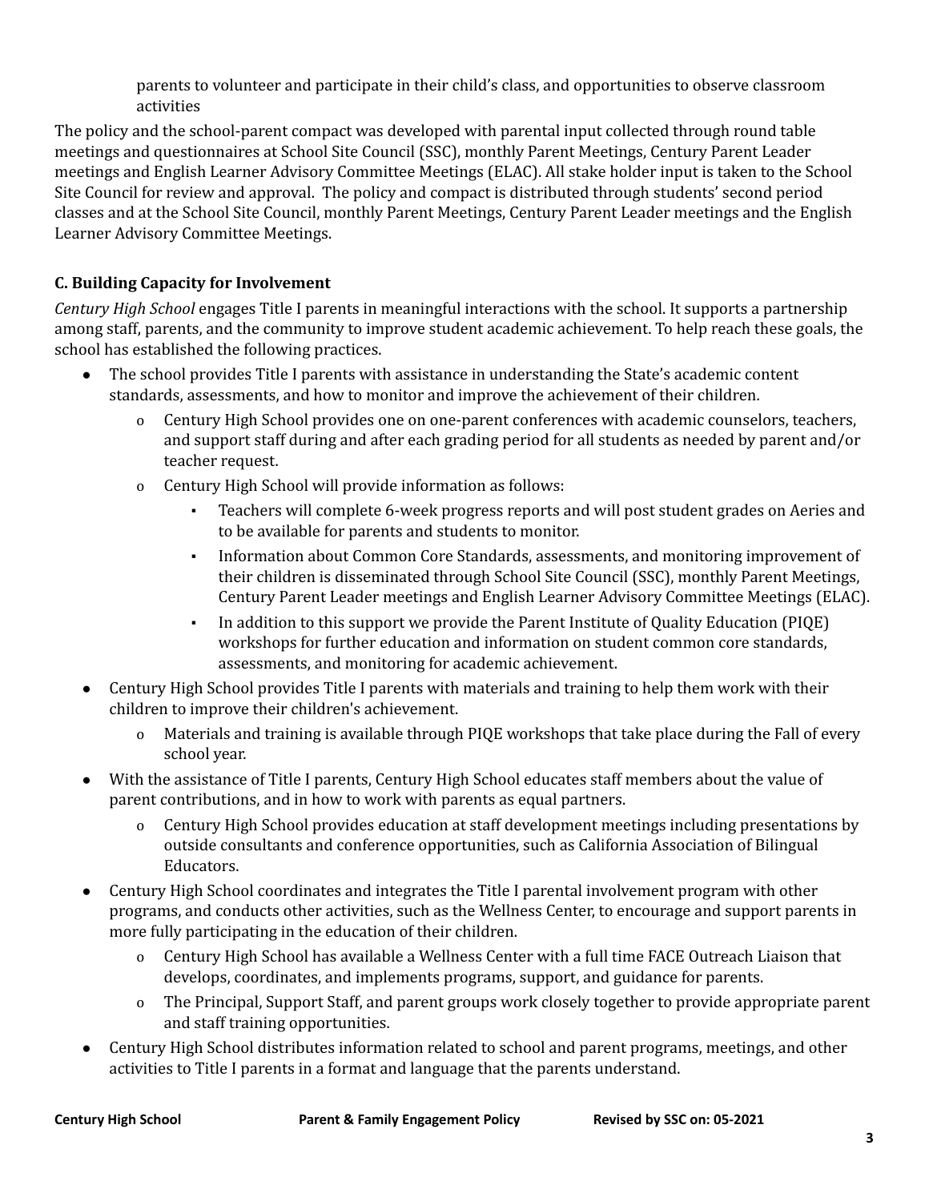parents to volunteer and participate in their child's class, and opportunities to observe classroom activities

The policy and the school-parent compact was developed with parental input collected through round table meetings and questionnaires at School Site Council (SSC), monthly Parent Meetings, Century Parent Leader meetings and English Learner Advisory Committee Meetings (ELAC). All stake holder input is taken to the School Site Council for review and approval. The policy and compact is distributed through students' second period classes and at the School Site Council, monthly Parent Meetings, Century Parent Leader meetings and the English Learner Advisory Committee Meetings.

### C. Building Capacity for Involvement

*Century High School* engages Title I parents in meaningful interactions with the school. It supports a partnership among staff, parents, and the community to improve student academic achievement. To help reach these goals, the school has established the following practices.

- The school provides Title I parents with assistance in understanding the State's academic content standards, assessments, and how to monitor and improve the achievement of their children.
  - Century High School provides one on one-parent conferences with academic counselors, teachers, and support staff during and after each grading period for all students as needed by parent and/or teacher request.
  - Century High School will provide information as follows:
    - Teachers will complete 6-week progress reports and will post student grades on Aeries and to be available for parents and students to monitor.
    - Information about Common Core Standards, assessments, and monitoring improvement of their children is disseminated through School Site Council (SSC), monthly Parent Meetings, Century Parent Leader meetings and English Learner Advisory Committee Meetings (ELAC).
    - In addition to this support we provide the Parent Institute of Quality Education (PIQE) workshops for further education and information on student common core standards, assessments, and monitoring for academic achievement.
- Century High School provides Title I parents with materials and training to help them work with their children to improve their children's achievement.
  - Materials and training is available through PIQE workshops that take place during the Fall of every school year.
- With the assistance of Title I parents, Century High School educates staff members about the value of parent contributions, and in how to work with parents as equal partners.
  - Century High School provides education at staff development meetings including presentations by outside consultants and conference opportunities, such as California Association of Bilingual Educators.
- Century High School coordinates and integrates the Title I parental involvement program with other programs, and conducts other activities, such as the Wellness Center, to encourage and support parents in more fully participating in the education of their children.
  - Century High School has available a Wellness Center with a full time FACE Outreach Liaison that develops, coordinates, and implements programs, support, and guidance for parents.
  - The Principal, Support Staff, and parent groups work closely together to provide appropriate parent and staff training opportunities.
- Century High School distributes information related to school and parent programs, meetings, and other activities to Title I parents in a format and language that the parents understand.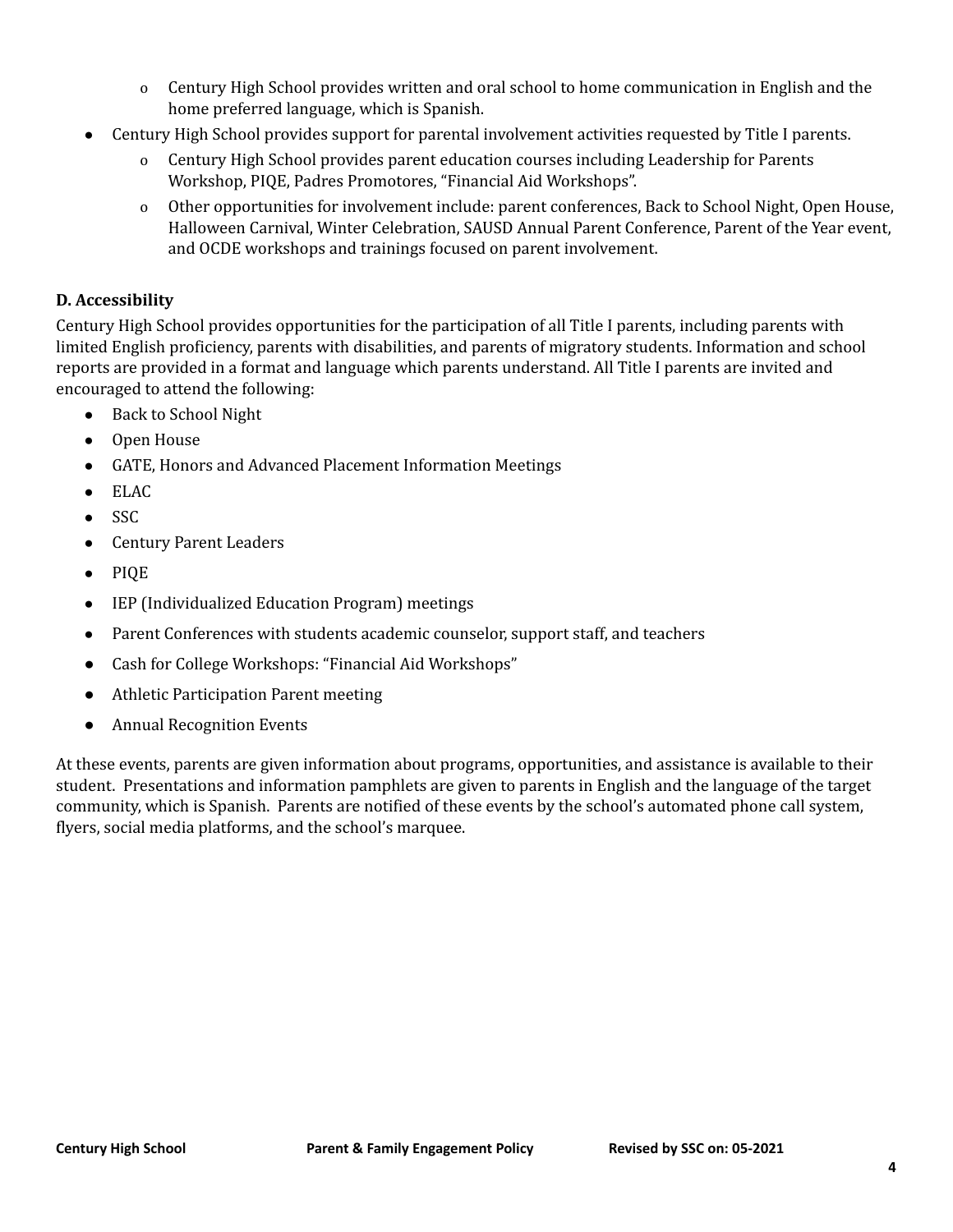- Century High School provides written and oral school to home communication in English and the home preferred language, which is Spanish.
- Century High School provides support for parental involvement activities requested by Title I parents.
  - Century High School provides parent education courses including Leadership for Parents Workshop, PIQE, Padres Promotores, "Financial Aid Workshops".
  - Other opportunities for involvement include: parent conferences, Back to School Night, Open House, Halloween Carnival, Winter Celebration, SAUSD Annual Parent Conference, Parent of the Year event, and OCDE workshops and trainings focused on parent involvement.

**D. Accessibility**

Century High School provides opportunities for the participation of all Title I parents, including parents with limited English proficiency, parents with disabilities, and parents of migratory students. Information and school reports are provided in a format and language which parents understand. All Title I parents are invited and encouraged to attend the following:

- Back to School Night
- Open House
- GATE, Honors and Advanced Placement Information Meetings
- ELAC
- SSC
- Century Parent Leaders
- PIQE
- IEP (Individualized Education Program) meetings
- Parent Conferences with students academic counselor, support staff, and teachers
- Cash for College Workshops: "Financial Aid Workshops"
- Athletic Participation Parent meeting
- Annual Recognition Events

At these events, parents are given information about programs, opportunities, and assistance is available to their student. Presentations and information pamphlets are given to parents in English and the language of the target community, which is Spanish. Parents are notified of these events by the school's automated phone call system, flyers, social media platforms, and the school's marquee.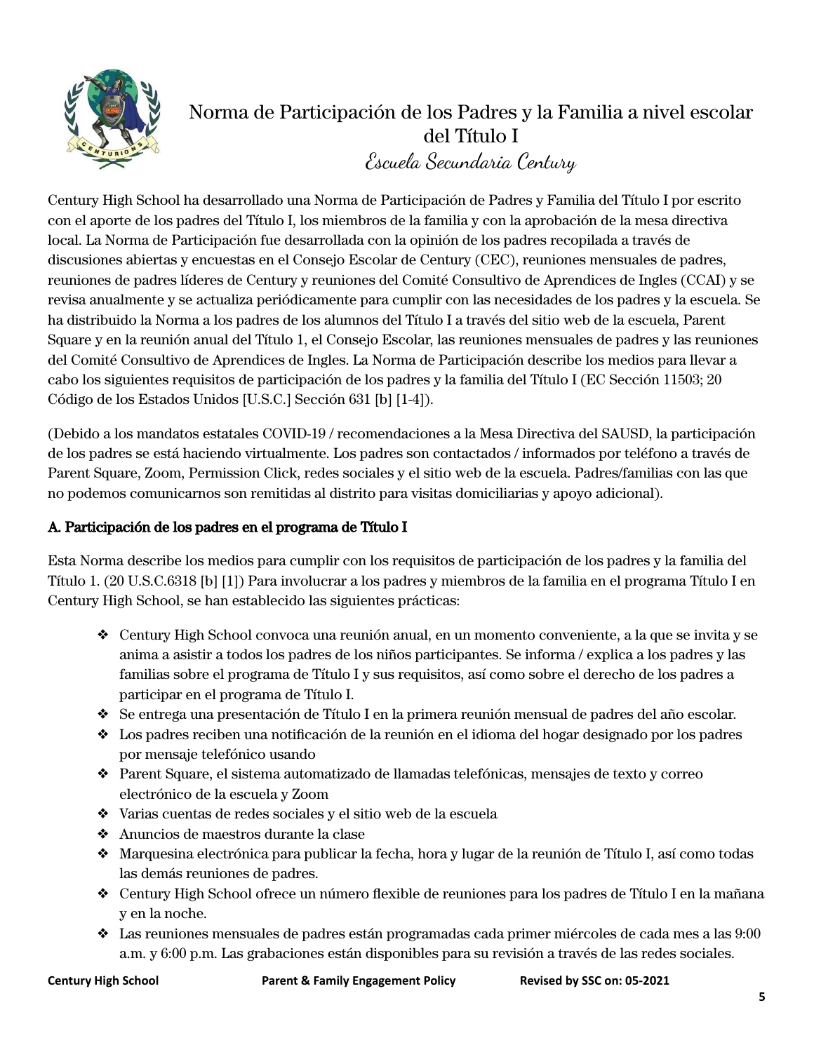# Norma de Participación de los Padres y la Familia a nivel escolar del Título I

*Escuela Secundaria Century*

Century High School ha desarrollado una Norma de Participación de Padres y Familia del Título I por escrito con el aporte de los padres del Título I, los miembros de la familia y con la aprobación de la mesa directiva local. La Norma de Participación fue desarrollada con la opinión de los padres recopilada a través de discusiones abiertas y encuestas en el Consejo Escolar de Century (CEC), reuniones mensuales de padres, reuniones de padres líderes de Century y reuniones del Comité Consultivo de Aprendices de Ingles (CCAI) y se revisa anualmente y se actualiza periódicamente para cumplir con las necesidades de los padres y la escuela. Se ha distribuido la Norma a los padres de los alumnos del Título I a través del sitio web de la escuela, Parent Square y en la reunión anual del Título 1, el Consejo Escolar, las reuniones mensuales de padres y las reuniones del Comité Consultivo de Aprendices de Ingles. La Norma de Participación describe los medios para llevar a cabo los siguientes requisitos de participación de los padres y la familia del Título I (EC Sección 11503; 20 Código de los Estados Unidos [U.S.C.] Sección 631 [b] [1-4]).

(Debido a los mandatos estatales COVID-19 / recomendaciones a la Mesa Directiva del SAUSD, la participación de los padres se está haciendo virtualmente. Los padres son contactados / informados por teléfono a través de Parent Square, Zoom, Permission Click, redes sociales y el sitio web de la escuela. Padres/familias con las que no podemos comunicarnos son remitidas al distrito para visitas domiciliarias y apoyo adicional).

## A. Participación de los padres en el programa de Título I

Esta Norma describe los medios para cumplir con los requisitos de participación de los padres y la familia del Título 1. (20 U.S.C.6318 [b] [1]) Para involucrar a los padres y miembros de la familia en el programa Título I en Century High School, se han establecido las siguientes prácticas:

- Century High School convoca una reunión anual, en un momento conveniente, a la que se invita y se anima a asistir a todos los padres de los niños participantes. Se informa / explica a los padres y las familias sobre el programa de Título I y sus requisitos, así como sobre el derecho de los padres a participar en el programa de Título I.
- Se entrega una presentación de Título I en la primera reunión mensual de padres del año escolar.
- Los padres reciben una notificación de la reunión en el idioma del hogar designado por los padres por mensaje telefónico usando
- Parent Square, el sistema automatizado de llamadas telefónicas, mensajes de texto y correo electrónico de la escuela y Zoom
- Varias cuentas de redes sociales y el sitio web de la escuela
- Anuncios de maestros durante la clase
- Marquesina electrónica para publicar la fecha, hora y lugar de la reunión de Título I, así como todas las demás reuniones de padres.
- Century High School ofrece un número flexible de reuniones para los padres de Título I en la mañana y en la noche.
- Las reuniones mensuales de padres están programadas cada primer miércoles de cada mes a las 9:00 a.m. y 6:00 p.m. Las grabaciones están disponibles para su revisión a través de las redes sociales.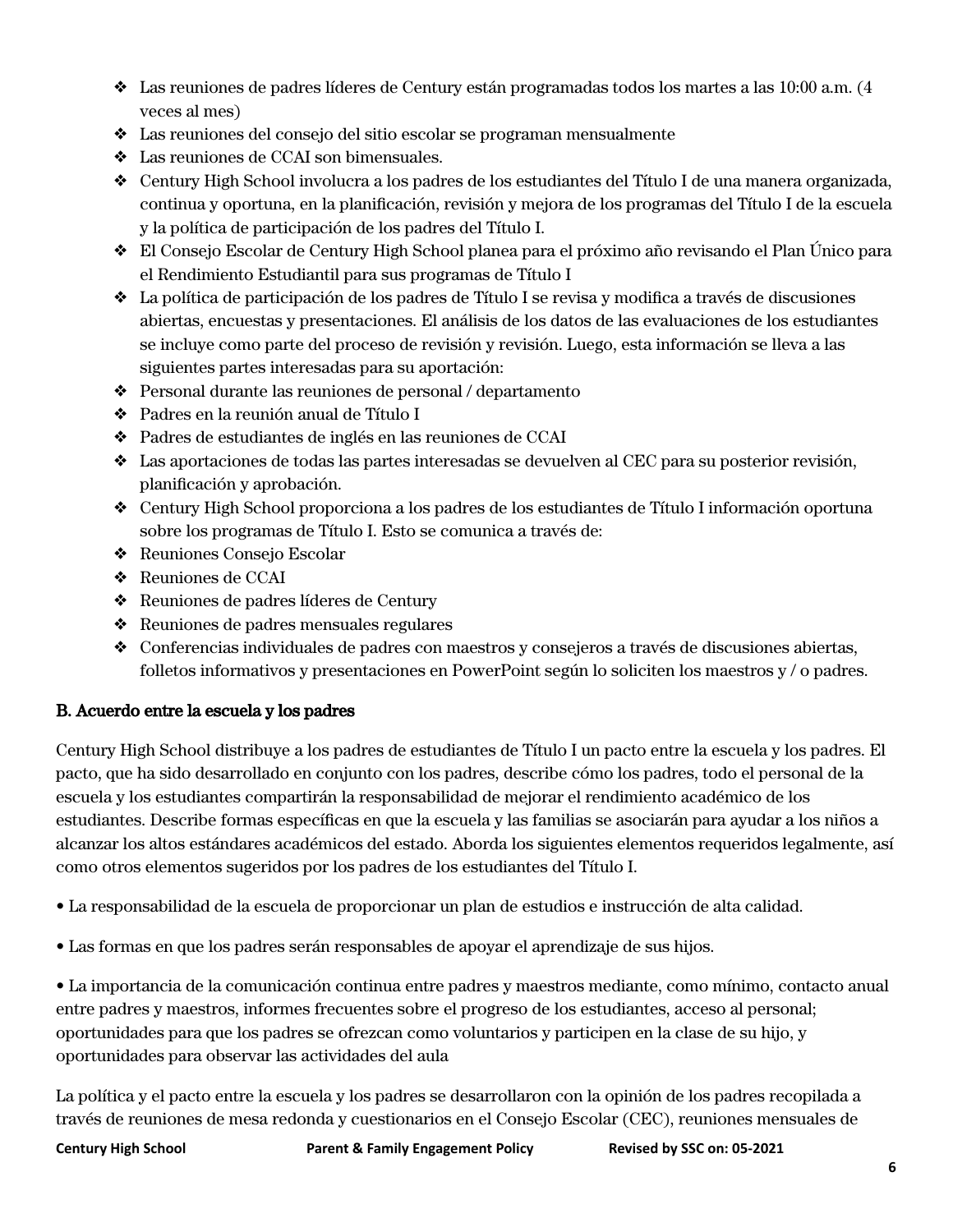- Las reuniones de padres líderes de Century están programadas todos los martes a las 10:00 a.m. (4 veces al mes)
- Las reuniones del consejo del sitio escolar se programan mensualmente
- Las reuniones de CCAI son bimensuales.
- Century High School involucra a los padres de los estudiantes del Título I de una manera organizada, continua y oportuna, en la planificación, revisión y mejora de los programas del Título I de la escuela y la política de participación de los padres del Título I.
- El Consejo Escolar de Century High School planea para el próximo año revisando el Plan Único para el Rendimiento Estudiantil para sus programas de Título I
- La política de participación de los padres de Título I se revisa y modifica a través de discusiones abiertas, encuestas y presentaciones. El análisis de los datos de las evaluaciones de los estudiantes se incluye como parte del proceso de revisión y revisión. Luego, esta información se lleva a las siguientes partes interesadas para su aportación:
- Personal durante las reuniones de personal / departamento
- Padres en la reunión anual de Título I
- Padres de estudiantes de inglés en las reuniones de CCAI
- Las aportaciones de todas las partes interesadas se devuelven al CEC para su posterior revisión, planificación y aprobación.
- Century High School proporciona a los padres de los estudiantes de Título I información oportuna sobre los programas de Título I. Esto se comunica a través de:
- Reuniones Consejo Escolar
- Reuniones de CCAI
- Reuniones de padres líderes de Century
- Reuniones de padres mensuales regulares
- Conferencias individuales de padres con maestros y consejeros a través de discusiones abiertas, folletos informativos y presentaciones en PowerPoint según lo soliciten los maestros y / o padres.

## B. Acuerdo entre la escuela y los padres

Century High School distribuye a los padres de estudiantes de Título I un pacto entre la escuela y los padres. El pacto, que ha sido desarrollado en conjunto con los padres, describe cómo los padres, todo el personal de la escuela y los estudiantes compartirán la responsabilidad de mejorar el rendimiento académico de los estudiantes. Describe formas específicas en que la escuela y las familias se asociarán para ayudar a los niños a alcanzar los altos estándares académicos del estado. Aborda los siguientes elementos requeridos legalmente, así como otros elementos sugeridos por los padres de los estudiantes del Título I.

• La responsabilidad de la escuela de proporcionar un plan de estudios e instrucción de alta calidad.

• Las formas en que los padres serán responsables de apoyar el aprendizaje de sus hijos.

• La importancia de la comunicación continua entre padres y maestros mediante, como mínimo, contacto anual entre padres y maestros, informes frecuentes sobre el progreso de los estudiantes, acceso al personal; oportunidades para que los padres se ofrezcan como voluntarios y participen en la clase de su hijo, y oportunidades para observar las actividades del aula

La política y el pacto entre la escuela y los padres se desarrollaron con la opinión de los padres recopilada a través de reuniones de mesa redonda y cuestionarios en el Consejo Escolar (CEC), reuniones mensuales de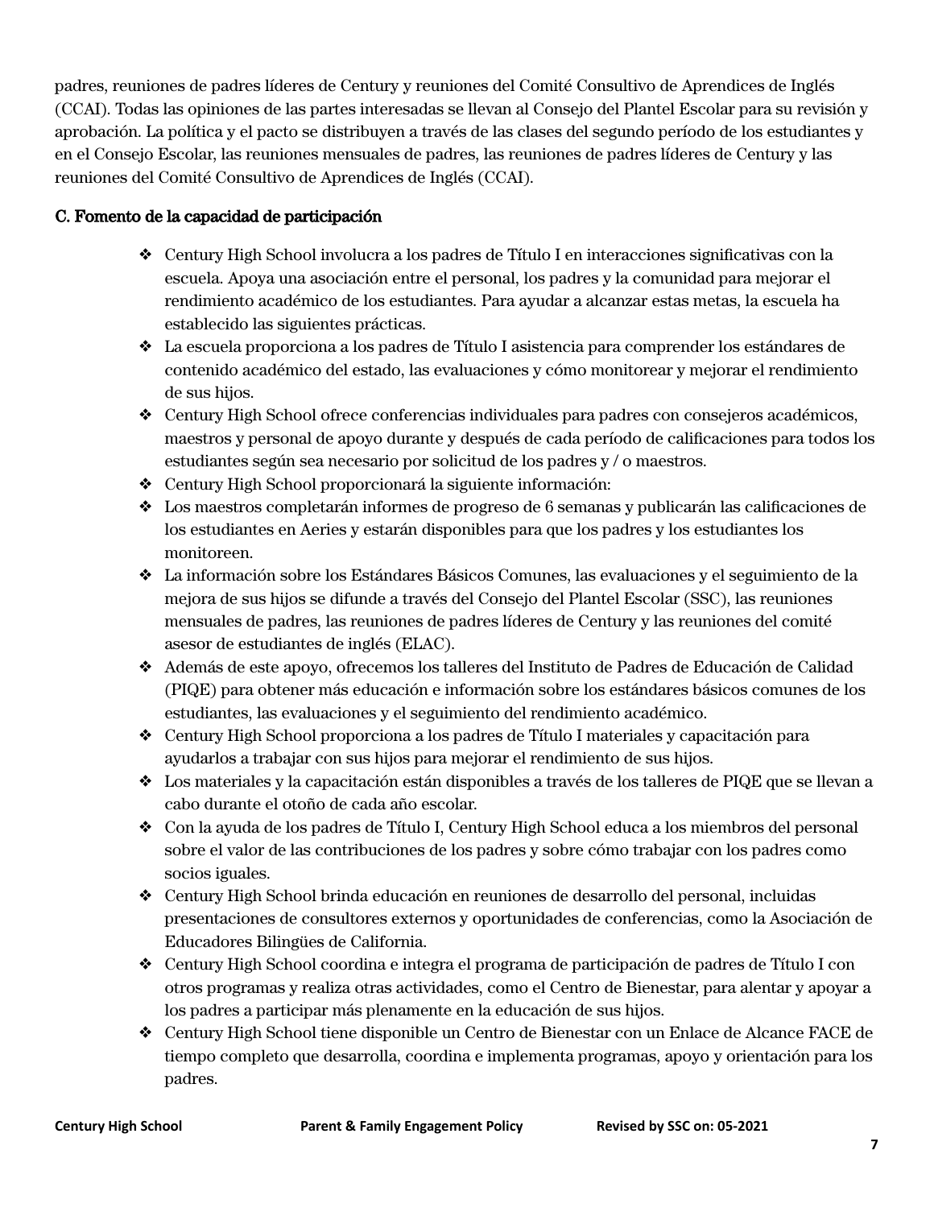padres, reuniones de padres líderes de Century y reuniones del Comité Consultivo de Aprendices de Inglés (CCAI). Todas las opiniones de las partes interesadas se llevan al Consejo del Plantel Escolar para su revisión y aprobación. La política y el pacto se distribuyen a través de las clases del segundo período de los estudiantes y en el Consejo Escolar, las reuniones mensuales de padres, las reuniones de padres líderes de Century y las reuniones del Comité Consultivo de Aprendices de Inglés (CCAI).

**C. Fomento de la capacidad de participación**

- Century High School involucra a los padres de Título I en interacciones significativas con la escuela. Apoya una asociación entre el personal, los padres y la comunidad para mejorar el rendimiento académico de los estudiantes. Para ayudar a alcanzar estas metas, la escuela ha establecido las siguientes prácticas.
- La escuela proporciona a los padres de Título I asistencia para comprender los estándares de contenido académico del estado, las evaluaciones y cómo monitorear y mejorar el rendimiento de sus hijos.
- Century High School ofrece conferencias individuales para padres con consejeros académicos, maestros y personal de apoyo durante y después de cada período de calificaciones para todos los estudiantes según sea necesario por solicitud de los padres y / o maestros.
- Century High School proporcionará la siguiente información:
- Los maestros completarán informes de progreso de 6 semanas y publicarán las calificaciones de los estudiantes en Aeries y estarán disponibles para que los padres y los estudiantes los monitoreen.
- La información sobre los Estándares Básicos Comunes, las evaluaciones y el seguimiento de la mejora de sus hijos se difunde a través del Consejo del Plantel Escolar (SSC), las reuniones mensuales de padres, las reuniones de padres líderes de Century y las reuniones del comité asesor de estudiantes de inglés (ELAC).
- Además de este apoyo, ofrecemos los talleres del Instituto de Padres de Educación de Calidad (PIQE) para obtener más educación e información sobre los estándares básicos comunes de los estudiantes, las evaluaciones y el seguimiento del rendimiento académico.
- Century High School proporciona a los padres de Título I materiales y capacitación para ayudarlos a trabajar con sus hijos para mejorar el rendimiento de sus hijos.
- Los materiales y la capacitación están disponibles a través de los talleres de PIQE que se llevan a cabo durante el otoño de cada año escolar.
- Con la ayuda de los padres de Título I, Century High School educa a los miembros del personal sobre el valor de las contribuciones de los padres y sobre cómo trabajar con los padres como socios iguales.
- Century High School brinda educación en reuniones de desarrollo del personal, incluidas presentaciones de consultores externos y oportunidades de conferencias, como la Asociación de Educadores Bilingües de California.
- Century High School coordina e integra el programa de participación de padres de Título I con otros programas y realiza otras actividades, como el Centro de Bienestar, para alentar y apoyar a los padres a participar más plenamente en la educación de sus hijos.
- Century High School tiene disponible un Centro de Bienestar con un Enlace de Alcance FACE de tiempo completo que desarrolla, coordina e implementa programas, apoyo y orientación para los padres.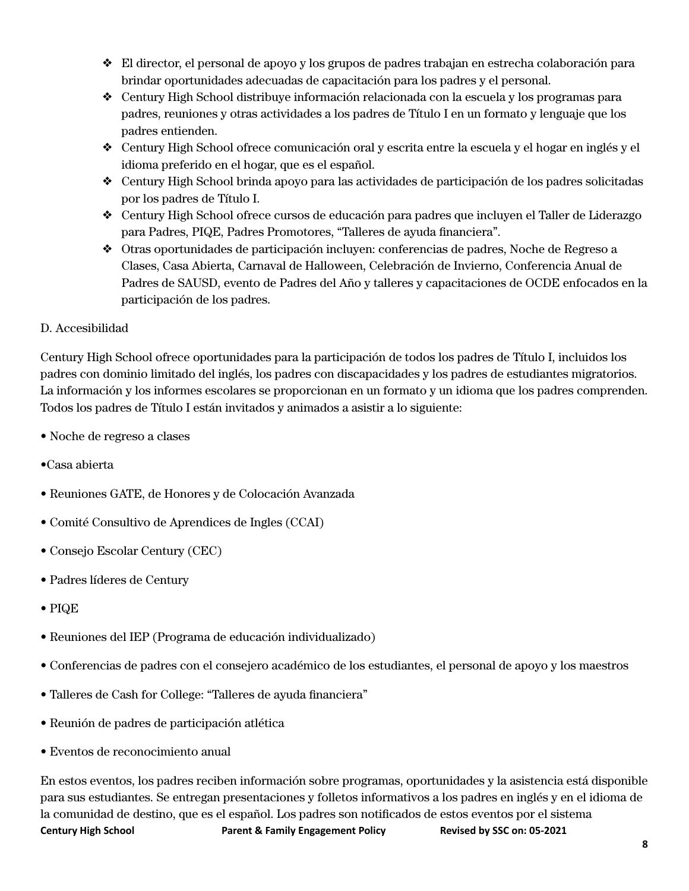- El director, el personal de apoyo y los grupos de padres trabajan en estrecha colaboración para brindar oportunidades adecuadas de capacitación para los padres y el personal.
- Century High School distribuye información relacionada con la escuela y los programas para padres, reuniones y otras actividades a los padres de Título I en un formato y lenguaje que los padres entienden.
- Century High School ofrece comunicación oral y escrita entre la escuela y el hogar en inglés y el idioma preferido en el hogar, que es el español.
- Century High School brinda apoyo para las actividades de participación de los padres solicitadas por los padres de Título I.
- Century High School ofrece cursos de educación para padres que incluyen el Taller de Liderazgo para Padres, PIQE, Padres Promotores, "Talleres de ayuda financiera".
- Otras oportunidades de participación incluyen: conferencias de padres, Noche de Regreso a Clases, Casa Abierta, Carnaval de Halloween, Celebración de Invierno, Conferencia Anual de Padres de SAUSD, evento de Padres del Año y talleres y capacitaciones de OCDE enfocados en la participación de los padres.

D. Accesibilidad

Century High School ofrece oportunidades para la participación de todos los padres de Título I, incluidos los padres con dominio limitado del inglés, los padres con discapacidades y los padres de estudiantes migratorios. La información y los informes escolares se proporcionan en un formato y un idioma que los padres comprenden. Todos los padres de Título I están invitados y animados a asistir a lo siguiente:

- Noche de regreso a clases
- Casa abierta
- Reuniones GATE, de Honores y de Colocación Avanzada
- Comité Consultivo de Aprendices de Ingles (CCAI)
- Consejo Escolar Century (CEC)
- Padres líderes de Century
- PIQE
- Reuniones del IEP (Programa de educación individualizado)
- Conferencias de padres con el consejero académico de los estudiantes, el personal de apoyo y los maestros
- Talleres de Cash for College: "Talleres de ayuda financiera"
- Reunión de padres de participación atlética
- Eventos de reconocimiento anual

En estos eventos, los padres reciben información sobre programas, oportunidades y la asistencia está disponible para sus estudiantes. Se entregan presentaciones y folletos informativos a los padres en inglés y en el idioma de la comunidad de destino, que es el español. Los padres son notificados de estos eventos por el sistema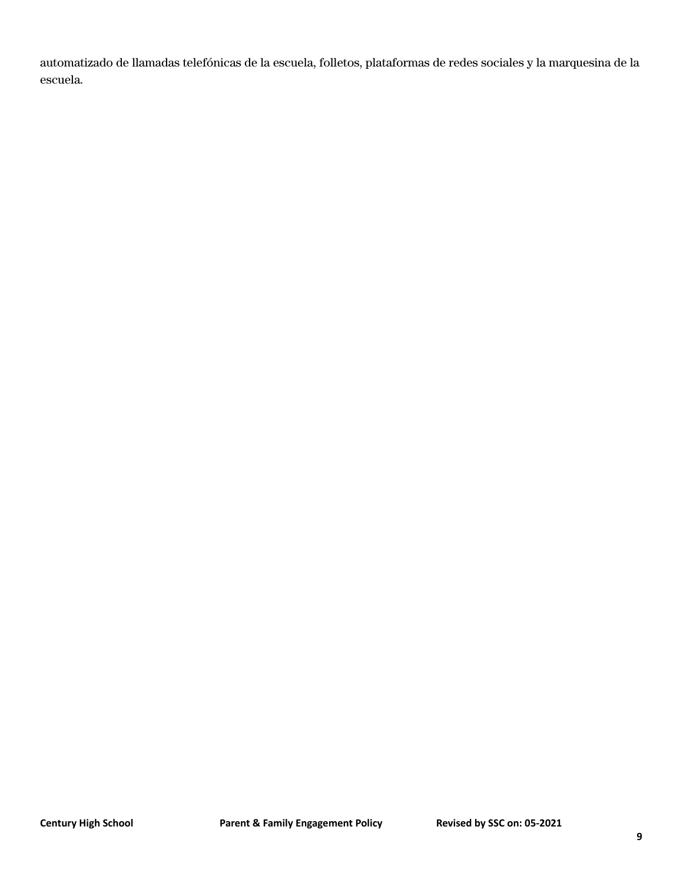automatizado de llamadas telefónicas de la escuela, folletos, plataformas de redes sociales y la marquesina de la escuela.